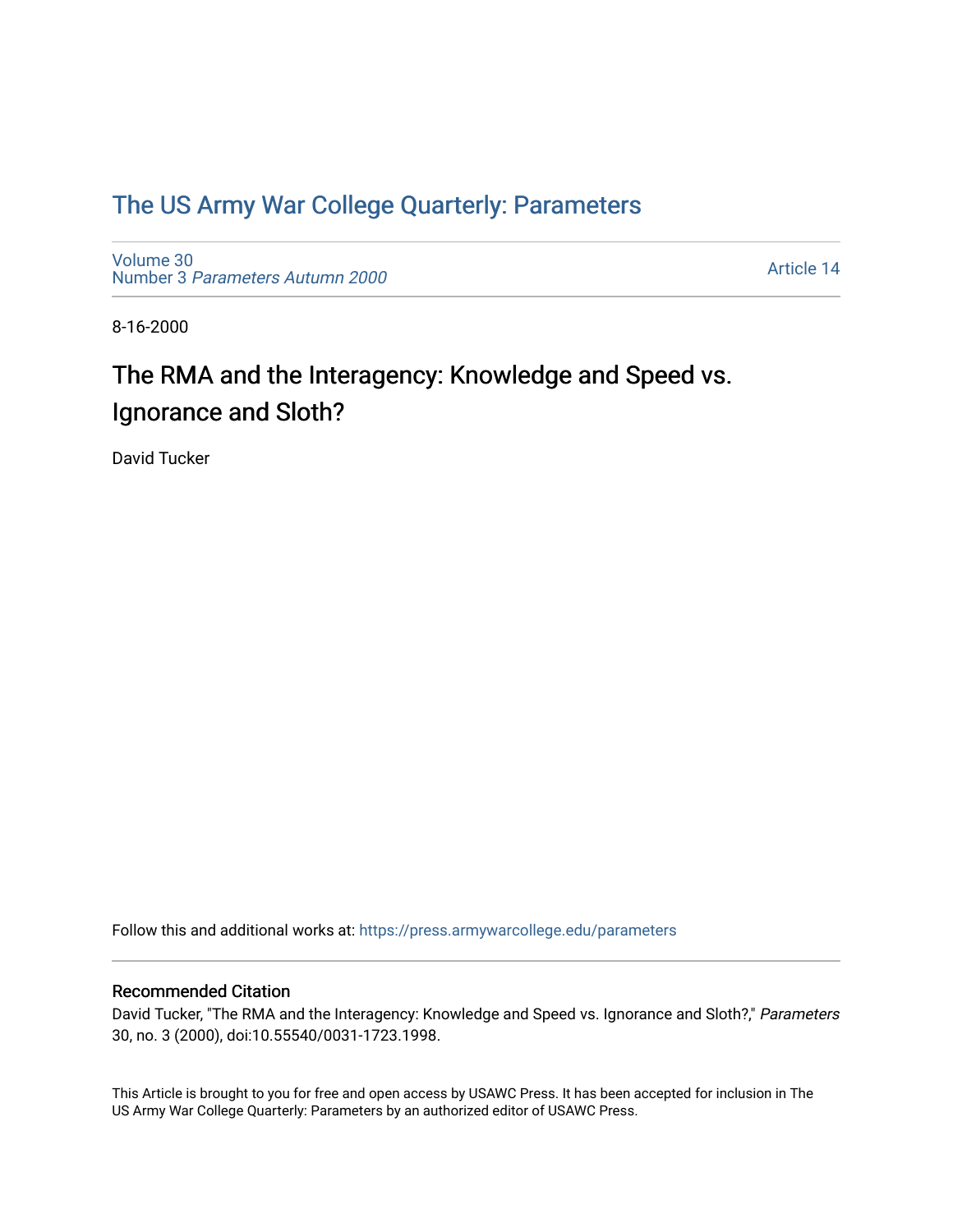# The US Army War College Quarterly: Parameters

Volume 30
Number 3 *Parameters Autumn 2000*

Article 14

8-16-2000

## The RMA and the Interagency: Knowledge and Speed vs. Ignorance and Sloth?

David Tucker

Follow this and additional works at: https://press.armywarcollege.edu/parameters

### Recommended Citation

David Tucker, "The RMA and the Interagency: Knowledge and Speed vs. Ignorance and Sloth?," *Parameters* 30, no. 3 (2000), doi:10.55540/0031-1723.1998.

This Article is brought to you for free and open access by USAWC Press. It has been accepted for inclusion in The US Army War College Quarterly: Parameters by an authorized editor of USAWC Press.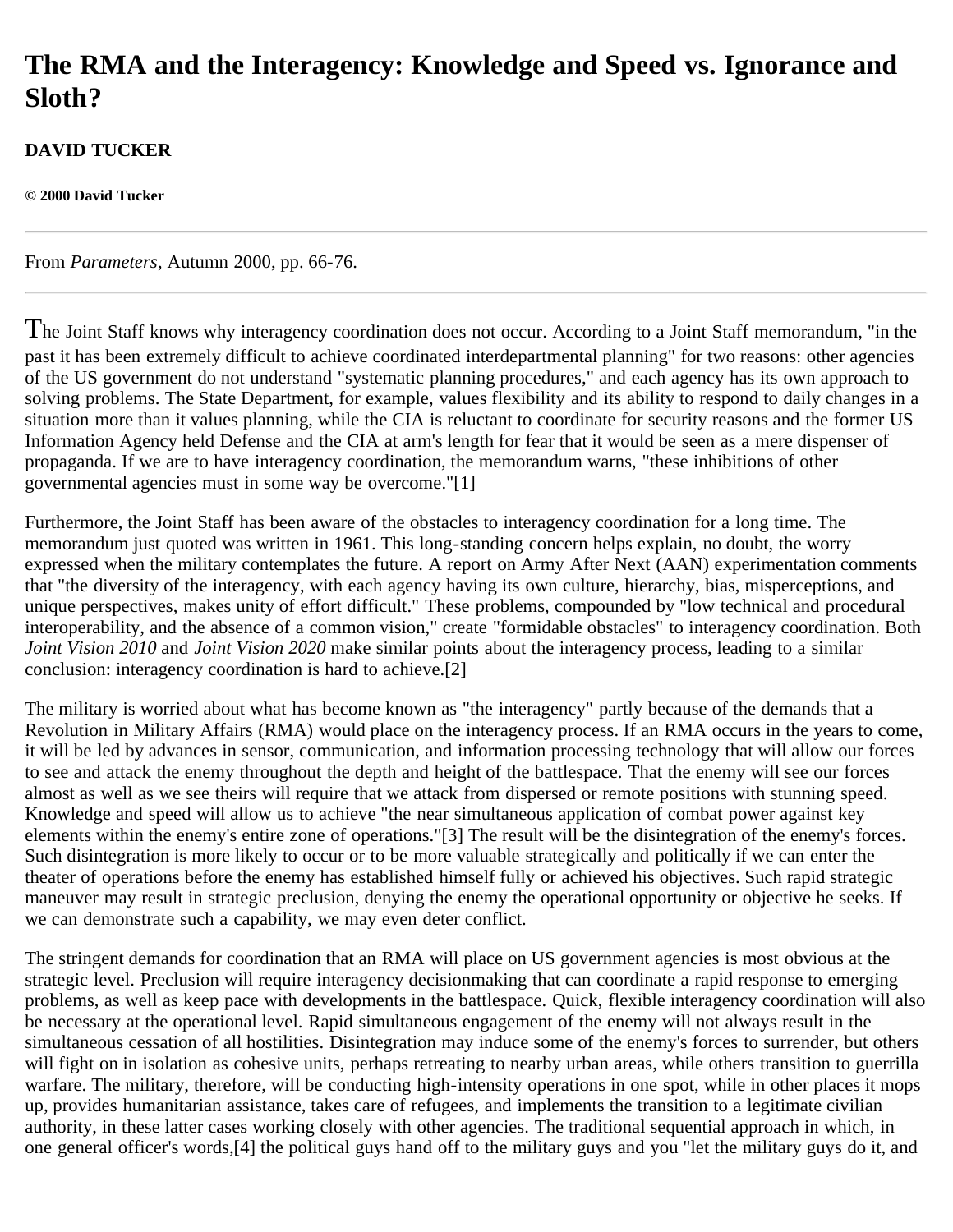# The RMA and the Interagency: Knowledge and Speed vs. Ignorance and Sloth?

**DAVID TUCKER**

**© 2000 David Tucker**

From *Parameters*, Autumn 2000, pp. 66-76.

The Joint Staff knows why interagency coordination does not occur. According to a Joint Staff memorandum, "in the past it has been extremely difficult to achieve coordinated interdepartmental planning" for two reasons: other agencies of the US government do not understand "systematic planning procedures," and each agency has its own approach to solving problems. The State Department, for example, values flexibility and its ability to respond to daily changes in a situation more than it values planning, while the CIA is reluctant to coordinate for security reasons and the former US Information Agency held Defense and the CIA at arm's length for fear that it would be seen as a mere dispenser of propaganda. If we are to have interagency coordination, the memorandum warns, "these inhibitions of other governmental agencies must in some way be overcome."[1]

Furthermore, the Joint Staff has been aware of the obstacles to interagency coordination for a long time. The memorandum just quoted was written in 1961. This long-standing concern helps explain, no doubt, the worry expressed when the military contemplates the future. A report on Army After Next (AAN) experimentation comments that "the diversity of the interagency, with each agency having its own culture, hierarchy, bias, misperceptions, and unique perspectives, makes unity of effort difficult." These problems, compounded by "low technical and procedural interoperability, and the absence of a common vision," create "formidable obstacles" to interagency coordination. Both *Joint Vision 2010* and *Joint Vision 2020* make similar points about the interagency process, leading to a similar conclusion: interagency coordination is hard to achieve.[2]

The military is worried about what has become known as "the interagency" partly because of the demands that a Revolution in Military Affairs (RMA) would place on the interagency process. If an RMA occurs in the years to come, it will be led by advances in sensor, communication, and information processing technology that will allow our forces to see and attack the enemy throughout the depth and height of the battlespace. That the enemy will see our forces almost as well as we see theirs will require that we attack from dispersed or remote positions with stunning speed. Knowledge and speed will allow us to achieve "the near simultaneous application of combat power against key elements within the enemy's entire zone of operations."[3] The result will be the disintegration of the enemy's forces. Such disintegration is more likely to occur or to be more valuable strategically and politically if we can enter the theater of operations before the enemy has established himself fully or achieved his objectives. Such rapid strategic maneuver may result in strategic preclusion, denying the enemy the operational opportunity or objective he seeks. If we can demonstrate such a capability, we may even deter conflict.

The stringent demands for coordination that an RMA will place on US government agencies is most obvious at the strategic level. Preclusion will require interagency decisionmaking that can coordinate a rapid response to emerging problems, as well as keep pace with developments in the battlespace. Quick, flexible interagency coordination will also be necessary at the operational level. Rapid simultaneous engagement of the enemy will not always result in the simultaneous cessation of all hostilities. Disintegration may induce some of the enemy's forces to surrender, but others will fight on in isolation as cohesive units, perhaps retreating to nearby urban areas, while others transition to guerrilla warfare. The military, therefore, will be conducting high-intensity operations in one spot, while in other places it mops up, provides humanitarian assistance, takes care of refugees, and implements the transition to a legitimate civilian authority, in these latter cases working closely with other agencies. The traditional sequential approach in which, in one general officer's words,[4] the political guys hand off to the military guys and you "let the military guys do it, and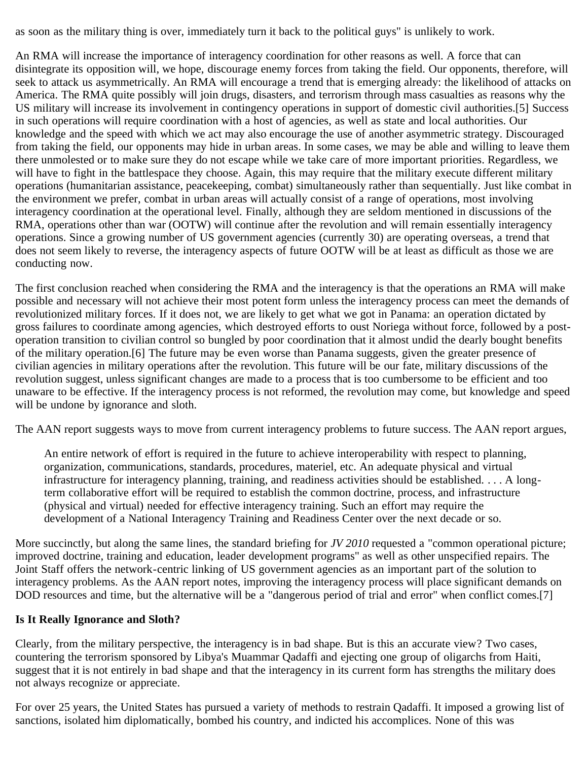as soon as the military thing is over, immediately turn it back to the political guys" is unlikely to work.

An RMA will increase the importance of interagency coordination for other reasons as well. A force that can disintegrate its opposition will, we hope, discourage enemy forces from taking the field. Our opponents, therefore, will seek to attack us asymmetrically. An RMA will encourage a trend that is emerging already: the likelihood of attacks on America. The RMA quite possibly will join drugs, disasters, and terrorism through mass casualties as reasons why the US military will increase its involvement in contingency operations in support of domestic civil authorities.[5] Success in such operations will require coordination with a host of agencies, as well as state and local authorities. Our knowledge and the speed with which we act may also encourage the use of another asymmetric strategy. Discouraged from taking the field, our opponents may hide in urban areas. In some cases, we may be able and willing to leave them there unmolested or to make sure they do not escape while we take care of more important priorities. Regardless, we will have to fight in the battlespace they choose. Again, this may require that the military execute different military operations (humanitarian assistance, peacekeeping, combat) simultaneously rather than sequentially. Just like combat in the environment we prefer, combat in urban areas will actually consist of a range of operations, most involving interagency coordination at the operational level. Finally, although they are seldom mentioned in discussions of the RMA, operations other than war (OOTW) will continue after the revolution and will remain essentially interagency operations. Since a growing number of US government agencies (currently 30) are operating overseas, a trend that does not seem likely to reverse, the interagency aspects of future OOTW will be at least as difficult as those we are conducting now.

The first conclusion reached when considering the RMA and the interagency is that the operations an RMA will make possible and necessary will not achieve their most potent form unless the interagency process can meet the demands of revolutionized military forces. If it does not, we are likely to get what we got in Panama: an operation dictated by gross failures to coordinate among agencies, which destroyed efforts to oust Noriega without force, followed by a post-operation transition to civilian control so bungled by poor coordination that it almost undid the dearly bought benefits of the military operation.[6] The future may be even worse than Panama suggests, given the greater presence of civilian agencies in military operations after the revolution. This future will be our fate, military discussions of the revolution suggest, unless significant changes are made to a process that is too cumbersome to be efficient and too unaware to be effective. If the interagency process is not reformed, the revolution may come, but knowledge and speed will be undone by ignorance and sloth.

The AAN report suggests ways to move from current interagency problems to future success. The AAN report argues,

> An entire network of effort is required in the future to achieve interoperability with respect to planning, organization, communications, standards, procedures, materiel, etc. An adequate physical and virtual infrastructure for interagency planning, training, and readiness activities should be established. . . . A long-term collaborative effort will be required to establish the common doctrine, process, and infrastructure (physical and virtual) needed for effective interagency training. Such an effort may require the development of a National Interagency Training and Readiness Center over the next decade or so.

More succinctly, but along the same lines, the standard briefing for *JV 2010* requested a "common operational picture; improved doctrine, training and education, leader development programs" as well as other unspecified repairs. The Joint Staff offers the network-centric linking of US government agencies as an important part of the solution to interagency problems. As the AAN report notes, improving the interagency process will place significant demands on DOD resources and time, but the alternative will be a "dangerous period of trial and error" when conflict comes.[7]

**Is It Really Ignorance and Sloth?**

Clearly, from the military perspective, the interagency is in bad shape. But is this an accurate view? Two cases, countering the terrorism sponsored by Libya's Muammar Qadaffi and ejecting one group of oligarchs from Haiti, suggest that it is not entirely in bad shape and that the interagency in its current form has strengths the military does not always recognize or appreciate.

For over 25 years, the United States has pursued a variety of methods to restrain Qadaffi. It imposed a growing list of sanctions, isolated him diplomatically, bombed his country, and indicted his accomplices. None of this was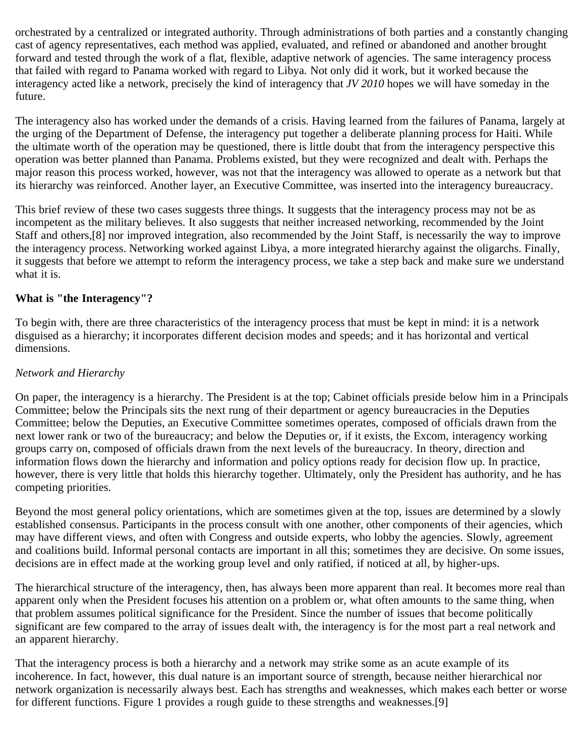orchestrated by a centralized or integrated authority. Through administrations of both parties and a constantly changing cast of agency representatives, each method was applied, evaluated, and refined or abandoned and another brought forward and tested through the work of a flat, flexible, adaptive network of agencies. The same interagency process that failed with regard to Panama worked with regard to Libya. Not only did it work, but it worked because the interagency acted like a network, precisely the kind of interagency that *JV 2010* hopes we will have someday in the future.

The interagency also has worked under the demands of a crisis. Having learned from the failures of Panama, largely at the urging of the Department of Defense, the interagency put together a deliberate planning process for Haiti. While the ultimate worth of the operation may be questioned, there is little doubt that from the interagency perspective this operation was better planned than Panama. Problems existed, but they were recognized and dealt with. Perhaps the major reason this process worked, however, was not that the interagency was allowed to operate as a network but that its hierarchy was reinforced. Another layer, an Executive Committee, was inserted into the interagency bureaucracy.

This brief review of these two cases suggests three things. It suggests that the interagency process may not be as incompetent as the military believes. It also suggests that neither increased networking, recommended by the Joint Staff and others,[8] nor improved integration, also recommended by the Joint Staff, is necessarily the way to improve the interagency process. Networking worked against Libya, a more integrated hierarchy against the oligarchs. Finally, it suggests that before we attempt to reform the interagency process, we take a step back and make sure we understand what it is.

**What is "the Interagency"?**

To begin with, there are three characteristics of the interagency process that must be kept in mind: it is a network disguised as a hierarchy; it incorporates different decision modes and speeds; and it has horizontal and vertical dimensions.

*Network and Hierarchy*

On paper, the interagency is a hierarchy. The President is at the top; Cabinet officials preside below him in a Principals Committee; below the Principals sits the next rung of their department or agency bureaucracies in the Deputies Committee; below the Deputies, an Executive Committee sometimes operates, composed of officials drawn from the next lower rank or two of the bureaucracy; and below the Deputies or, if it exists, the Excom, interagency working groups carry on, composed of officials drawn from the next levels of the bureaucracy. In theory, direction and information flows down the hierarchy and information and policy options ready for decision flow up. In practice, however, there is very little that holds this hierarchy together. Ultimately, only the President has authority, and he has competing priorities.

Beyond the most general policy orientations, which are sometimes given at the top, issues are determined by a slowly established consensus. Participants in the process consult with one another, other components of their agencies, which may have different views, and often with Congress and outside experts, who lobby the agencies. Slowly, agreement and coalitions build. Informal personal contacts are important in all this; sometimes they are decisive. On some issues, decisions are in effect made at the working group level and only ratified, if noticed at all, by higher-ups.

The hierarchical structure of the interagency, then, has always been more apparent than real. It becomes more real than apparent only when the President focuses his attention on a problem or, what often amounts to the same thing, when that problem assumes political significance for the President. Since the number of issues that become politically significant are few compared to the array of issues dealt with, the interagency is for the most part a real network and an apparent hierarchy.

That the interagency process is both a hierarchy and a network may strike some as an acute example of its incoherence. In fact, however, this dual nature is an important source of strength, because neither hierarchical nor network organization is necessarily always best. Each has strengths and weaknesses, which makes each better or worse for different functions. Figure 1 provides a rough guide to these strengths and weaknesses.[9]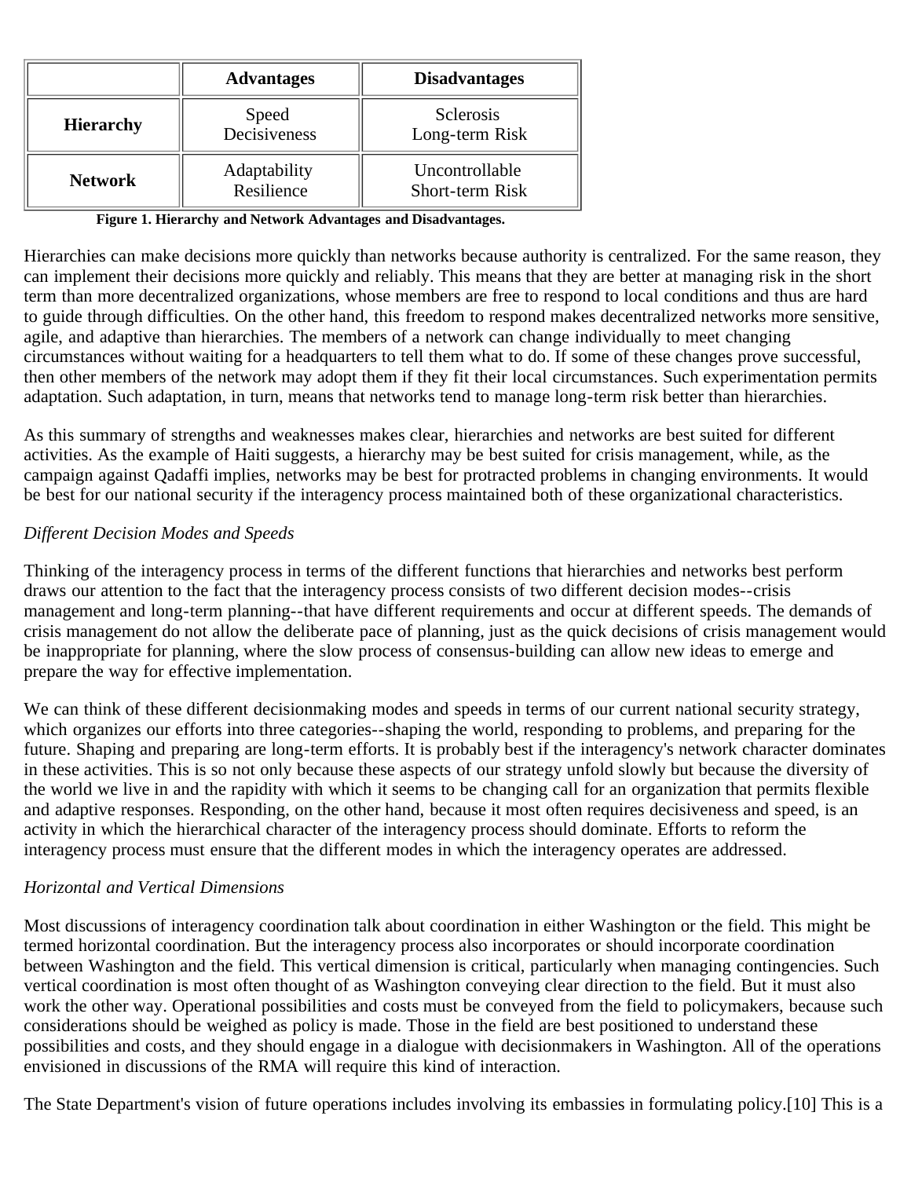| | Advantages | Disadvantages |
|---|---|---|
| **Hierarchy** | Speed<br>Decisiveness | Sclerosis<br>Long-term Risk |
| **Network** | Adaptability<br>Resilience | Uncontrollable<br>Short-term Risk |

**Figure 1. Hierarchy and Network Advantages and Disadvantages.**

Hierarchies can make decisions more quickly than networks because authority is centralized. For the same reason, they can implement their decisions more quickly and reliably. This means that they are better at managing risk in the short term than more decentralized organizations, whose members are free to respond to local conditions and thus are hard to guide through difficulties. On the other hand, this freedom to respond makes decentralized networks more sensitive, agile, and adaptive than hierarchies. The members of a network can change individually to meet changing circumstances without waiting for a headquarters to tell them what to do. If some of these changes prove successful, then other members of the network may adopt them if they fit their local circumstances. Such experimentation permits adaptation. Such adaptation, in turn, means that networks tend to manage long-term risk better than hierarchies.

As this summary of strengths and weaknesses makes clear, hierarchies and networks are best suited for different activities. As the example of Haiti suggests, a hierarchy may be best suited for crisis management, while, as the campaign against Qadaffi implies, networks may be best for protracted problems in changing environments. It would be best for our national security if the interagency process maintained both of these organizational characteristics.

*Different Decision Modes and Speeds*

Thinking of the interagency process in terms of the different functions that hierarchies and networks best perform draws our attention to the fact that the interagency process consists of two different decision modes--crisis management and long-term planning--that have different requirements and occur at different speeds. The demands of crisis management do not allow the deliberate pace of planning, just as the quick decisions of crisis management would be inappropriate for planning, where the slow process of consensus-building can allow new ideas to emerge and prepare the way for effective implementation.

We can think of these different decisionmaking modes and speeds in terms of our current national security strategy, which organizes our efforts into three categories--shaping the world, responding to problems, and preparing for the future. Shaping and preparing are long-term efforts. It is probably best if the interagency's network character dominates in these activities. This is so not only because these aspects of our strategy unfold slowly but because the diversity of the world we live in and the rapidity with which it seems to be changing call for an organization that permits flexible and adaptive responses. Responding, on the other hand, because it most often requires decisiveness and speed, is an activity in which the hierarchical character of the interagency process should dominate. Efforts to reform the interagency process must ensure that the different modes in which the interagency operates are addressed.

*Horizontal and Vertical Dimensions*

Most discussions of interagency coordination talk about coordination in either Washington or the field. This might be termed horizontal coordination. But the interagency process also incorporates or should incorporate coordination between Washington and the field. This vertical dimension is critical, particularly when managing contingencies. Such vertical coordination is most often thought of as Washington conveying clear direction to the field. But it must also work the other way. Operational possibilities and costs must be conveyed from the field to policymakers, because such considerations should be weighed as policy is made. Those in the field are best positioned to understand these possibilities and costs, and they should engage in a dialogue with decisionmakers in Washington. All of the operations envisioned in discussions of the RMA will require this kind of interaction.

The State Department's vision of future operations includes involving its embassies in formulating policy.[10] This is a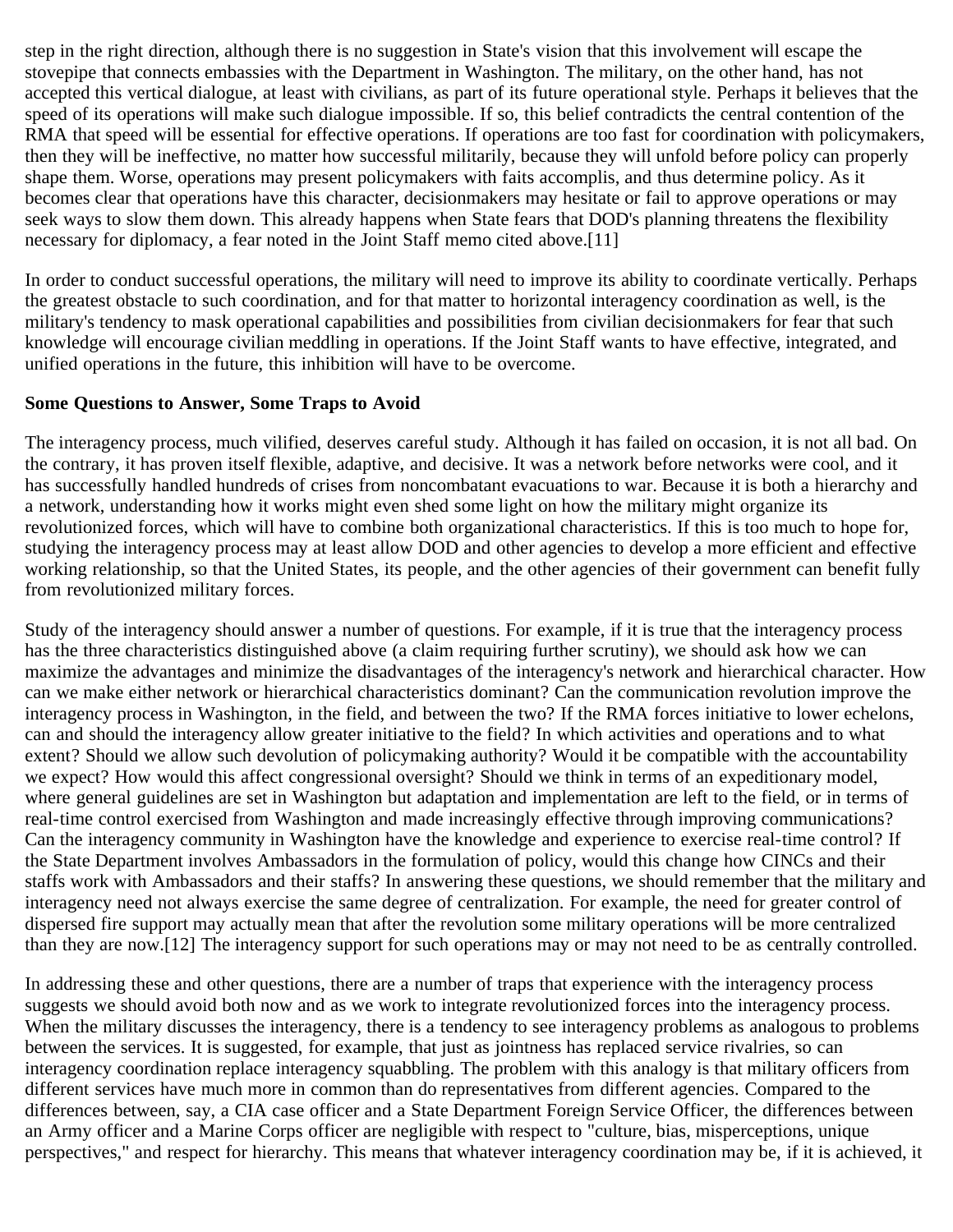step in the right direction, although there is no suggestion in State's vision that this involvement will escape the stovepipe that connects embassies with the Department in Washington. The military, on the other hand, has not accepted this vertical dialogue, at least with civilians, as part of its future operational style. Perhaps it believes that the speed of its operations will make such dialogue impossible. If so, this belief contradicts the central contention of the RMA that speed will be essential for effective operations. If operations are too fast for coordination with policymakers, then they will be ineffective, no matter how successful militarily, because they will unfold before policy can properly shape them. Worse, operations may present policymakers with faits accomplis, and thus determine policy. As it becomes clear that operations have this character, decisionmakers may hesitate or fail to approve operations or may seek ways to slow them down. This already happens when State fears that DOD's planning threatens the flexibility necessary for diplomacy, a fear noted in the Joint Staff memo cited above.[11]

In order to conduct successful operations, the military will need to improve its ability to coordinate vertically. Perhaps the greatest obstacle to such coordination, and for that matter to horizontal interagency coordination as well, is the military's tendency to mask operational capabilities and possibilities from civilian decisionmakers for fear that such knowledge will encourage civilian meddling in operations. If the Joint Staff wants to have effective, integrated, and unified operations in the future, this inhibition will have to be overcome.

**Some Questions to Answer, Some Traps to Avoid**

The interagency process, much vilified, deserves careful study. Although it has failed on occasion, it is not all bad. On the contrary, it has proven itself flexible, adaptive, and decisive. It was a network before networks were cool, and it has successfully handled hundreds of crises from noncombatant evacuations to war. Because it is both a hierarchy and a network, understanding how it works might even shed some light on how the military might organize its revolutionized forces, which will have to combine both organizational characteristics. If this is too much to hope for, studying the interagency process may at least allow DOD and other agencies to develop a more efficient and effective working relationship, so that the United States, its people, and the other agencies of their government can benefit fully from revolutionized military forces.

Study of the interagency should answer a number of questions. For example, if it is true that the interagency process has the three characteristics distinguished above (a claim requiring further scrutiny), we should ask how we can maximize the advantages and minimize the disadvantages of the interagency's network and hierarchical character. How can we make either network or hierarchical characteristics dominant? Can the communication revolution improve the interagency process in Washington, in the field, and between the two? If the RMA forces initiative to lower echelons, can and should the interagency allow greater initiative to the field? In which activities and operations and to what extent? Should we allow such devolution of policymaking authority? Would it be compatible with the accountability we expect? How would this affect congressional oversight? Should we think in terms of an expeditionary model, where general guidelines are set in Washington but adaptation and implementation are left to the field, or in terms of real-time control exercised from Washington and made increasingly effective through improving communications? Can the interagency community in Washington have the knowledge and experience to exercise real-time control? If the State Department involves Ambassadors in the formulation of policy, would this change how CINCs and their staffs work with Ambassadors and their staffs? In answering these questions, we should remember that the military and interagency need not always exercise the same degree of centralization. For example, the need for greater control of dispersed fire support may actually mean that after the revolution some military operations will be more centralized than they are now.[12] The interagency support for such operations may or may not need to be as centrally controlled.

In addressing these and other questions, there are a number of traps that experience with the interagency process suggests we should avoid both now and as we work to integrate revolutionized forces into the interagency process. When the military discusses the interagency, there is a tendency to see interagency problems as analogous to problems between the services. It is suggested, for example, that just as jointness has replaced service rivalries, so can interagency coordination replace interagency squabbling. The problem with this analogy is that military officers from different services have much more in common than do representatives from different agencies. Compared to the differences between, say, a CIA case officer and a State Department Foreign Service Officer, the differences between an Army officer and a Marine Corps officer are negligible with respect to "culture, bias, misperceptions, unique perspectives," and respect for hierarchy. This means that whatever interagency coordination may be, if it is achieved, it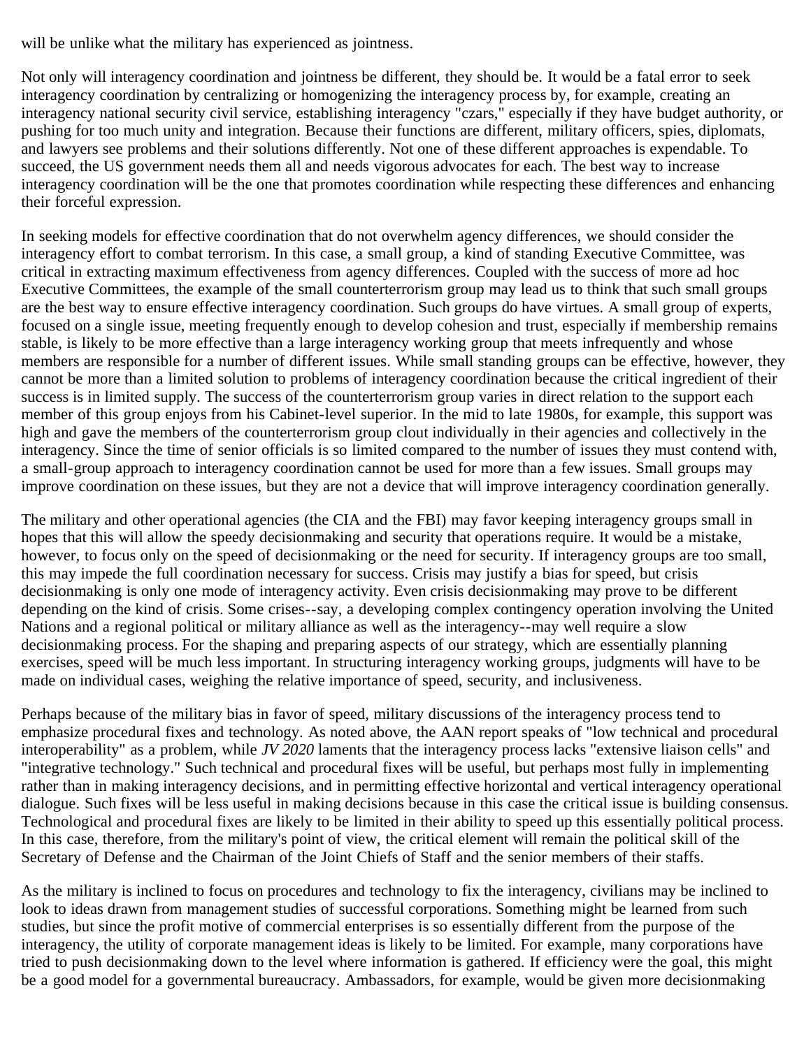will be unlike what the military has experienced as jointness.

Not only will interagency coordination and jointness be different, they should be. It would be a fatal error to seek interagency coordination by centralizing or homogenizing the interagency process by, for example, creating an interagency national security civil service, establishing interagency "czars," especially if they have budget authority, or pushing for too much unity and integration. Because their functions are different, military officers, spies, diplomats, and lawyers see problems and their solutions differently. Not one of these different approaches is expendable. To succeed, the US government needs them all and needs vigorous advocates for each. The best way to increase interagency coordination will be the one that promotes coordination while respecting these differences and enhancing their forceful expression.

In seeking models for effective coordination that do not overwhelm agency differences, we should consider the interagency effort to combat terrorism. In this case, a small group, a kind of standing Executive Committee, was critical in extracting maximum effectiveness from agency differences. Coupled with the success of more ad hoc Executive Committees, the example of the small counterterrorism group may lead us to think that such small groups are the best way to ensure effective interagency coordination. Such groups do have virtues. A small group of experts, focused on a single issue, meeting frequently enough to develop cohesion and trust, especially if membership remains stable, is likely to be more effective than a large interagency working group that meets infrequently and whose members are responsible for a number of different issues. While small standing groups can be effective, however, they cannot be more than a limited solution to problems of interagency coordination because the critical ingredient of their success is in limited supply. The success of the counterterrorism group varies in direct relation to the support each member of this group enjoys from his Cabinet-level superior. In the mid to late 1980s, for example, this support was high and gave the members of the counterterrorism group clout individually in their agencies and collectively in the interagency. Since the time of senior officials is so limited compared to the number of issues they must contend with, a small-group approach to interagency coordination cannot be used for more than a few issues. Small groups may improve coordination on these issues, but they are not a device that will improve interagency coordination generally.

The military and other operational agencies (the CIA and the FBI) may favor keeping interagency groups small in hopes that this will allow the speedy decisionmaking and security that operations require. It would be a mistake, however, to focus only on the speed of decisionmaking or the need for security. If interagency groups are too small, this may impede the full coordination necessary for success. Crisis may justify a bias for speed, but crisis decisionmaking is only one mode of interagency activity. Even crisis decisionmaking may prove to be different depending on the kind of crisis. Some crises--say, a developing complex contingency operation involving the United Nations and a regional political or military alliance as well as the interagency--may well require a slow decisionmaking process. For the shaping and preparing aspects of our strategy, which are essentially planning exercises, speed will be much less important. In structuring interagency working groups, judgments will have to be made on individual cases, weighing the relative importance of speed, security, and inclusiveness.

Perhaps because of the military bias in favor of speed, military discussions of the interagency process tend to emphasize procedural fixes and technology. As noted above, the AAN report speaks of "low technical and procedural interoperability" as a problem, while *JV 2020* laments that the interagency process lacks "extensive liaison cells" and "integrative technology." Such technical and procedural fixes will be useful, but perhaps most fully in implementing rather than in making interagency decisions, and in permitting effective horizontal and vertical interagency operational dialogue. Such fixes will be less useful in making decisions because in this case the critical issue is building consensus. Technological and procedural fixes are likely to be limited in their ability to speed up this essentially political process. In this case, therefore, from the military's point of view, the critical element will remain the political skill of the Secretary of Defense and the Chairman of the Joint Chiefs of Staff and the senior members of their staffs.

As the military is inclined to focus on procedures and technology to fix the interagency, civilians may be inclined to look to ideas drawn from management studies of successful corporations. Something might be learned from such studies, but since the profit motive of commercial enterprises is so essentially different from the purpose of the interagency, the utility of corporate management ideas is likely to be limited. For example, many corporations have tried to push decisionmaking down to the level where information is gathered. If efficiency were the goal, this might be a good model for a governmental bureaucracy. Ambassadors, for example, would be given more decisionmaking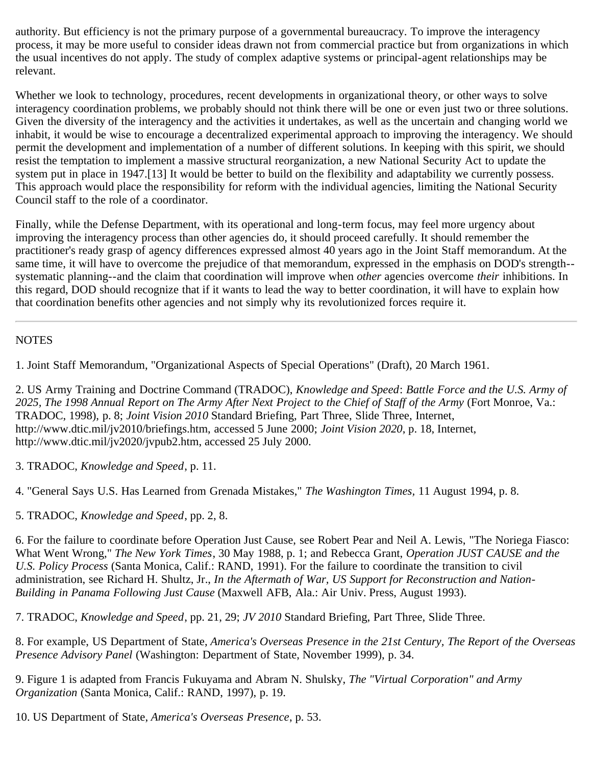authority. But efficiency is not the primary purpose of a governmental bureaucracy. To improve the interagency process, it may be more useful to consider ideas drawn not from commercial practice but from organizations in which the usual incentives do not apply. The study of complex adaptive systems or principal-agent relationships may be relevant.

Whether we look to technology, procedures, recent developments in organizational theory, or other ways to solve interagency coordination problems, we probably should not think there will be one or even just two or three solutions. Given the diversity of the interagency and the activities it undertakes, as well as the uncertain and changing world we inhabit, it would be wise to encourage a decentralized experimental approach to improving the interagency. We should permit the development and implementation of a number of different solutions. In keeping with this spirit, we should resist the temptation to implement a massive structural reorganization, a new National Security Act to update the system put in place in 1947.[13] It would be better to build on the flexibility and adaptability we currently possess. This approach would place the responsibility for reform with the individual agencies, limiting the National Security Council staff to the role of a coordinator.

Finally, while the Defense Department, with its operational and long-term focus, may feel more urgency about improving the interagency process than other agencies do, it should proceed carefully. It should remember the practitioner's ready grasp of agency differences expressed almost 40 years ago in the Joint Staff memorandum. At the same time, it will have to overcome the prejudice of that memorandum, expressed in the emphasis on DOD's strength--systematic planning--and the claim that coordination will improve when *other* agencies overcome *their* inhibitions. In this regard, DOD should recognize that if it wants to lead the way to better coordination, it will have to explain how that coordination benefits other agencies and not simply why its revolutionized forces require it.

---

NOTES

1. Joint Staff Memorandum, "Organizational Aspects of Special Operations" (Draft), 20 March 1961.

2. US Army Training and Doctrine Command (TRADOC), *Knowledge and Speed*: *Battle Force and the U.S. Army of 2025, The 1998 Annual Report on The Army After Next Project to the Chief of Staff of the Army* (Fort Monroe, Va.: TRADOC, 1998), p. 8; *Joint Vision 2010* Standard Briefing, Part Three, Slide Three, Internet, http://www.dtic.mil/jv2010/briefings.htm, accessed 5 June 2000; *Joint Vision 2020*, p. 18, Internet, http://www.dtic.mil/jv2020/jvpub2.htm, accessed 25 July 2000.

3. TRADOC, *Knowledge and Speed*, p. 11.

4. "General Says U.S. Has Learned from Grenada Mistakes," *The Washington Times*, 11 August 1994, p. 8.

5. TRADOC, *Knowledge and Speed*, pp. 2, 8.

6. For the failure to coordinate before Operation Just Cause, see Robert Pear and Neil A. Lewis, "The Noriega Fiasco: What Went Wrong," *The New York Times*, 30 May 1988, p. 1; and Rebecca Grant, *Operation JUST CAUSE and the U.S. Policy Process* (Santa Monica, Calif.: RAND, 1991). For the failure to coordinate the transition to civil administration, see Richard H. Shultz, Jr., *In the Aftermath of War, US Support for Reconstruction and Nation-Building in Panama Following Just Cause* (Maxwell AFB, Ala.: Air Univ. Press, August 1993).

7. TRADOC, *Knowledge and Speed*, pp. 21, 29; *JV 2010* Standard Briefing, Part Three, Slide Three.

8. For example, US Department of State, *America's Overseas Presence in the 21st Century, The Report of the Overseas Presence Advisory Panel* (Washington: Department of State, November 1999), p. 34.

9. Figure 1 is adapted from Francis Fukuyama and Abram N. Shulsky, *The "Virtual Corporation" and Army Organization* (Santa Monica, Calif.: RAND, 1997), p. 19.

10. US Department of State, *America's Overseas Presence*, p. 53.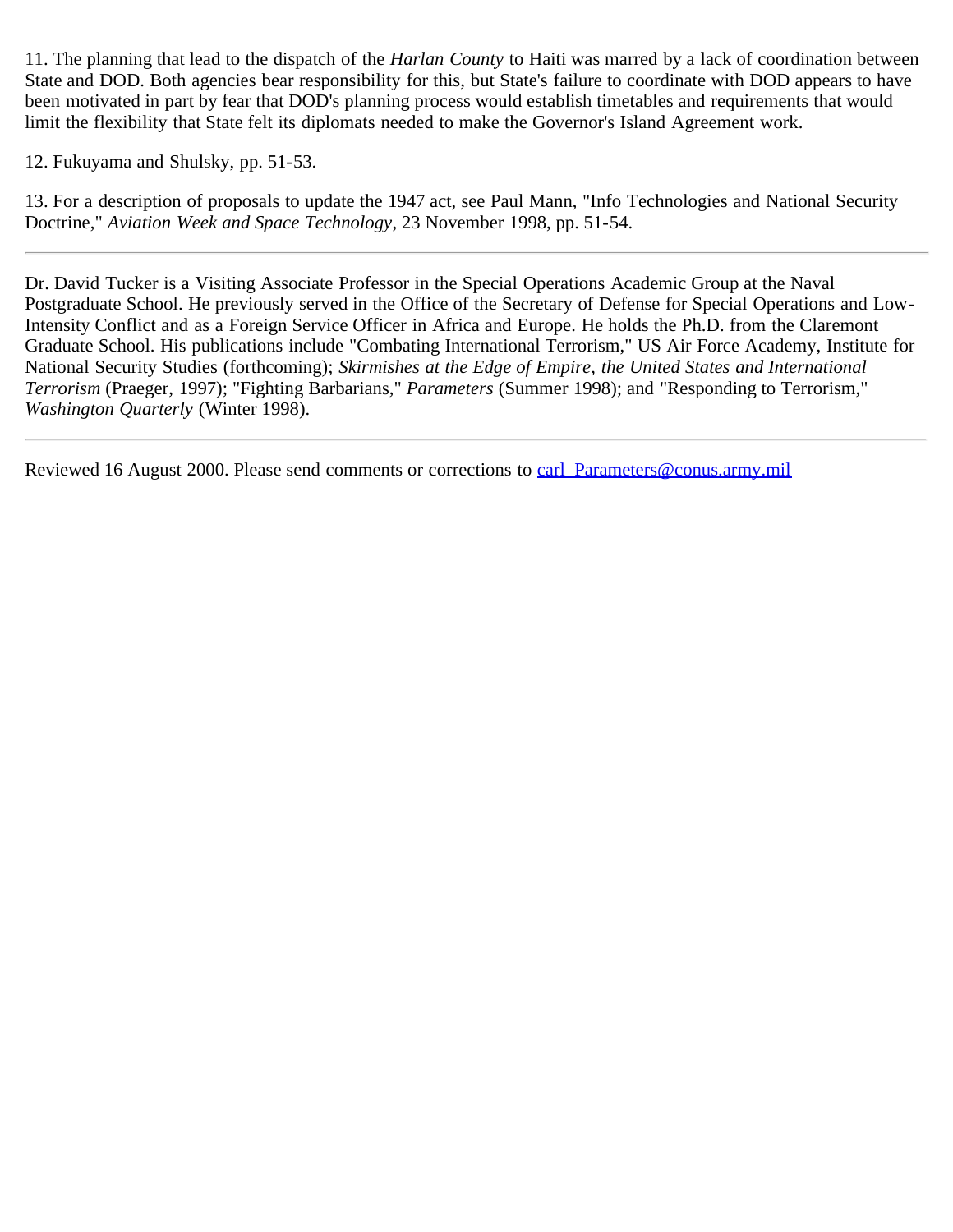11. The planning that lead to the dispatch of the *Harlan County* to Haiti was marred by a lack of coordination between State and DOD. Both agencies bear responsibility for this, but State's failure to coordinate with DOD appears to have been motivated in part by fear that DOD's planning process would establish timetables and requirements that would limit the flexibility that State felt its diplomats needed to make the Governor's Island Agreement work.

12. Fukuyama and Shulsky, pp. 51-53.

13. For a description of proposals to update the 1947 act, see Paul Mann, "Info Technologies and National Security Doctrine," *Aviation Week and Space Technology*, 23 November 1998, pp. 51-54.

---

Dr. David Tucker is a Visiting Associate Professor in the Special Operations Academic Group at the Naval Postgraduate School. He previously served in the Office of the Secretary of Defense for Special Operations and Low-Intensity Conflict and as a Foreign Service Officer in Africa and Europe. He holds the Ph.D. from the Claremont Graduate School. His publications include "Combating International Terrorism," US Air Force Academy, Institute for National Security Studies (forthcoming); *Skirmishes at the Edge of Empire, the United States and International Terrorism* (Praeger, 1997); "Fighting Barbarians," *Parameters* (Summer 1998); and "Responding to Terrorism," *Washington Quarterly* (Winter 1998).

---

Reviewed 16 August 2000. Please send comments or corrections to carl_Parameters@conus.army.mil